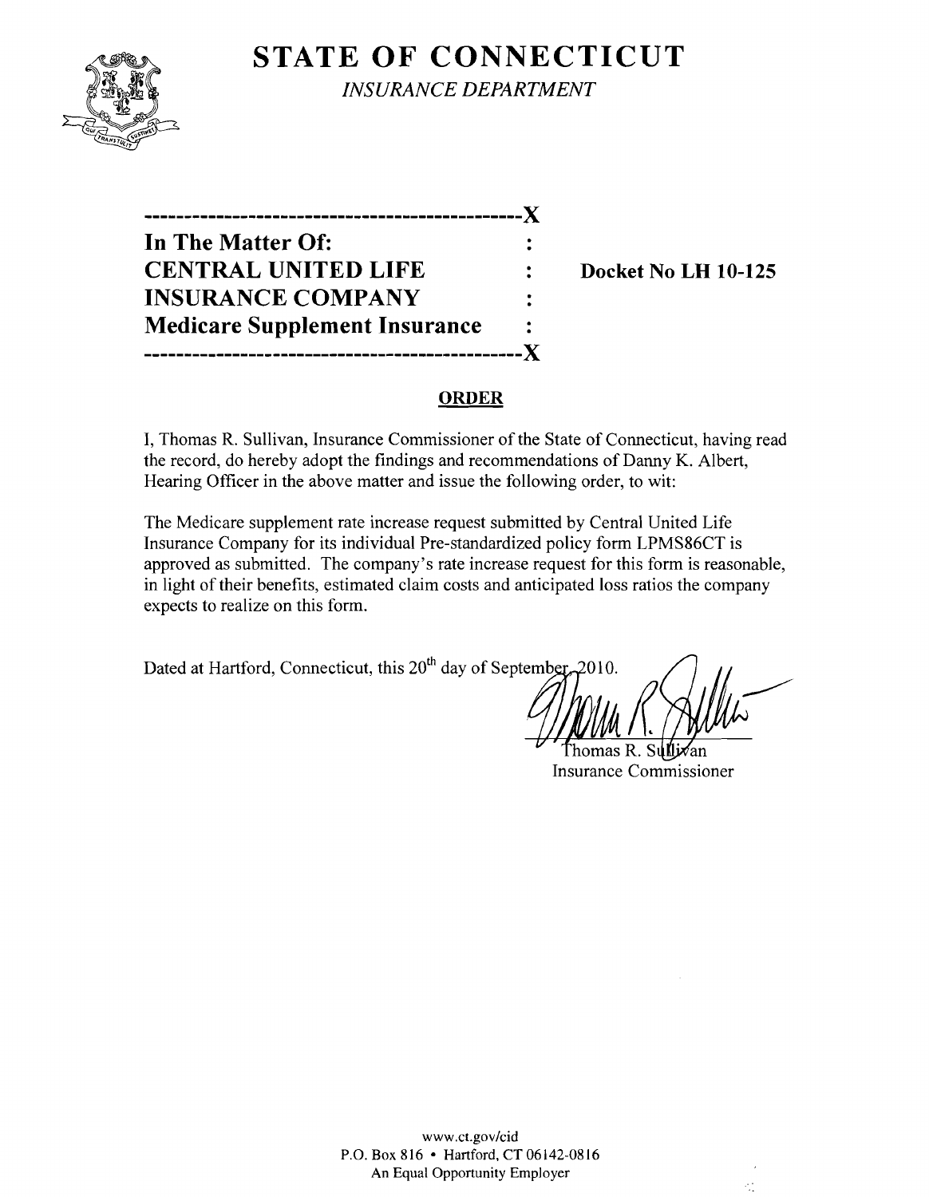# STATE OF CONNECTICUT

*INSURANCE DEPARTMENT*

```
----------------------------------------------X
In The Matter Of:                             :
CENTRAL UNITED LIFE                           :     Docket No LH 10-125
INSURANCE COMPANY                             :
Medicare Supplement Insurance                 :
----------------------------------------------X
```

## ORDER

I, Thomas R. Sullivan, Insurance Commissioner of the State of Connecticut, having read the record, do hereby adopt the findings and recommendations of Danny K. Albert, Hearing Officer in the above matter and issue the following order, to wit:

The Medicare supplement rate increase request submitted by Central United Life Insurance Company for its individual Pre-standardized policy form LPMS86CT is approved as submitted. The company's rate increase request for this form is reasonable, in light of their benefits, estimated claim costs and anticipated loss ratios the company expects to realize on this form.

Dated at Hartford, Connecticut, this 20th day of September 2010.

Thomas R. Sullivan
Insurance Commissioner

www.ct.gov/cid
P.O. Box 816 • Hartford, CT 06142-0816
An Equal Opportunity Employer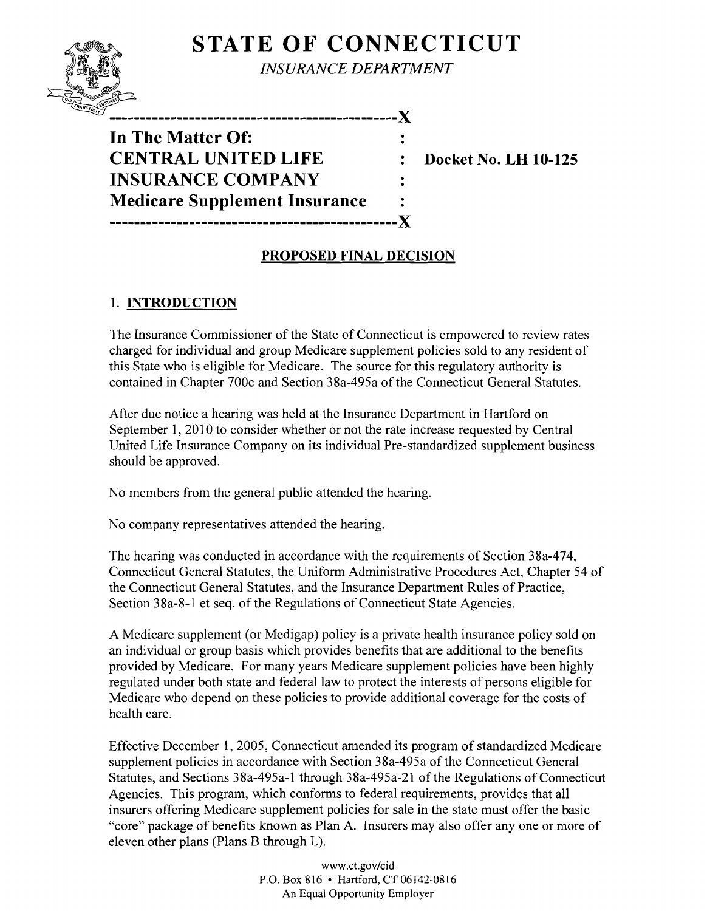# STATE OF CONNECTICUT

*INSURANCE DEPARTMENT*

---

**In The Matter Of:**
**CENTRAL UNITED LIFE INSURANCE COMPANY**
**Medicare Supplement Insurance**

**Docket No. LH 10-125**

---

## PROPOSED FINAL DECISION

### 1. INTRODUCTION

The Insurance Commissioner of the State of Connecticut is empowered to review rates charged for individual and group Medicare supplement policies sold to any resident of this State who is eligible for Medicare. The source for this regulatory authority is contained in Chapter 700c and Section 38a-495a of the Connecticut General Statutes.

After due notice a hearing was held at the Insurance Department in Hartford on September 1, 2010 to consider whether or not the rate increase requested by Central United Life Insurance Company on its individual Pre-standardized supplement business should be approved.

No members from the general public attended the hearing.

No company representatives attended the hearing.

The hearing was conducted in accordance with the requirements of Section 38a-474, Connecticut General Statutes, the Uniform Administrative Procedures Act, Chapter 54 of the Connecticut General Statutes, and the Insurance Department Rules of Practice, Section 38a-8-1 et seq. of the Regulations of Connecticut State Agencies.

A Medicare supplement (or Medigap) policy is a private health insurance policy sold on an individual or group basis which provides benefits that are additional to the benefits provided by Medicare. For many years Medicare supplement policies have been highly regulated under both state and federal law to protect the interests of persons eligible for Medicare who depend on these policies to provide additional coverage for the costs of health care.

Effective December 1, 2005, Connecticut amended its program of standardized Medicare supplement policies in accordance with Section 38a-495a of the Connecticut General Statutes, and Sections 38a-495a-1 through 38a-495a-21 of the Regulations of Connecticut Agencies. This program, which conforms to federal requirements, provides that all insurers offering Medicare supplement policies for sale in the state must offer the basic "core" package of benefits known as Plan A. Insurers may also offer any one or more of eleven other plans (Plans B through L).

www.ct.gov/cid
P.O. Box 816 • Hartford, CT 06142-0816
An Equal Opportunity Employer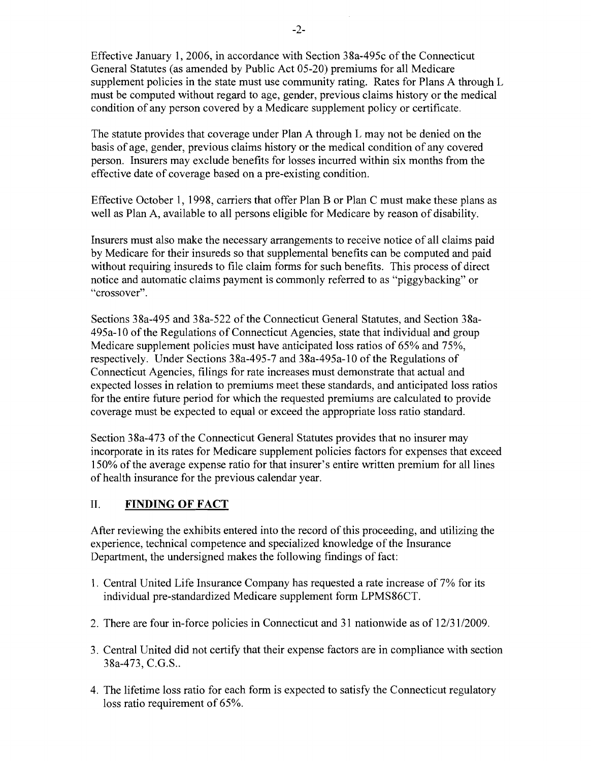Effective January 1, 2006, in accordance with Section 38a-495c of the Connecticut General Statutes (as amended by Public Act 05-20) premiums for all Medicare supplement policies in the state must use community rating. Rates for Plans A through L must be computed without regard to age, gender, previous claims history or the medical condition of any person covered by a Medicare supplement policy or certificate.

The statute provides that coverage under Plan A through L may not be denied on the basis of age, gender, previous claims history or the medical condition of any covered person. Insurers may exclude benefits for losses incurred within six months from the effective date of coverage based on a pre-existing condition.

Effective October 1, 1998, carriers that offer Plan B or Plan C must make these plans as well as Plan A, available to all persons eligible for Medicare by reason of disability.

Insurers must also make the necessary arrangements to receive notice of all claims paid by Medicare for their insureds so that supplemental benefits can be computed and paid without requiring insureds to file claim forms for such benefits. This process of direct notice and automatic claims payment is commonly referred to as "piggybacking" or "crossover".

Sections 38a-495 and 38a-522 of the Connecticut General Statutes, and Section 38a-495a-10 of the Regulations of Connecticut Agencies, state that individual and group Medicare supplement policies must have anticipated loss ratios of 65% and 75%, respectively. Under Sections 38a-495-7 and 38a-495a-10 of the Regulations of Connecticut Agencies, filings for rate increases must demonstrate that actual and expected losses in relation to premiums meet these standards, and anticipated loss ratios for the entire future period for which the requested premiums are calculated to provide coverage must be expected to equal or exceed the appropriate loss ratio standard.

Section 38a-473 of the Connecticut General Statutes provides that no insurer may incorporate in its rates for Medicare supplement policies factors for expenses that exceed 150% of the average expense ratio for that insurer's entire written premium for all lines of health insurance for the previous calendar year.

## II. **FINDING OF FACT**

After reviewing the exhibits entered into the record of this proceeding, and utilizing the experience, technical competence and specialized knowledge of the Insurance Department, the undersigned makes the following findings of fact:

1. Central United Life Insurance Company has requested a rate increase of 7% for its individual pre-standardized Medicare supplement form LPMS86CT.
2. There are four in-force policies in Connecticut and 31 nationwide as of 12/31/2009.
3. Central United did not certify that their expense factors are in compliance with section 38a-473, C.G.S..
4. The lifetime loss ratio for each form is expected to satisfy the Connecticut regulatory loss ratio requirement of 65%.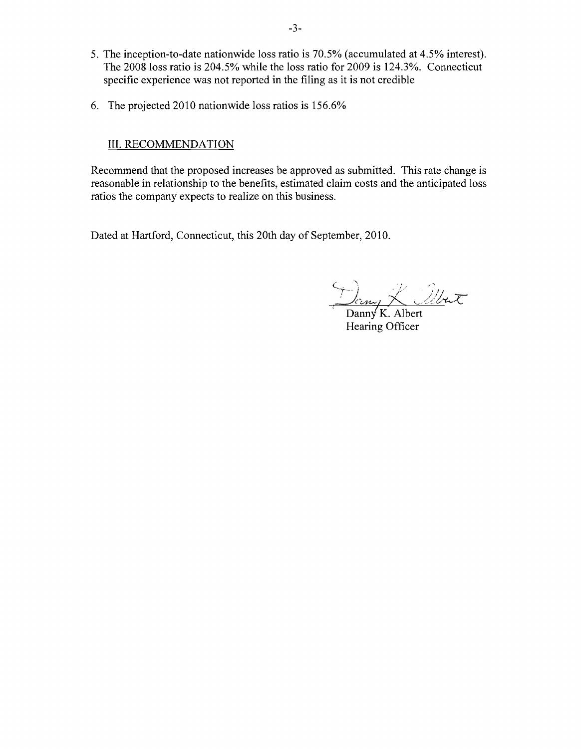5. The inception-to-date nationwide loss ratio is 70.5% (accumulated at 4.5% interest). The 2008 loss ratio is 204.5% while the loss ratio for 2009 is 124.3%. Connecticut specific experience was not reported in the filing as it is not credible

6. The projected 2010 nationwide loss ratios is 156.6%

## III. RECOMMENDATION

Recommend that the proposed increases be approved as submitted. This rate change is reasonable in relationship to the benefits, estimated claim costs and the anticipated loss ratios the company expects to realize on this business.

Dated at Hartford, Connecticut, this 20th day of September, 2010.

Danny K. Albert
Hearing Officer